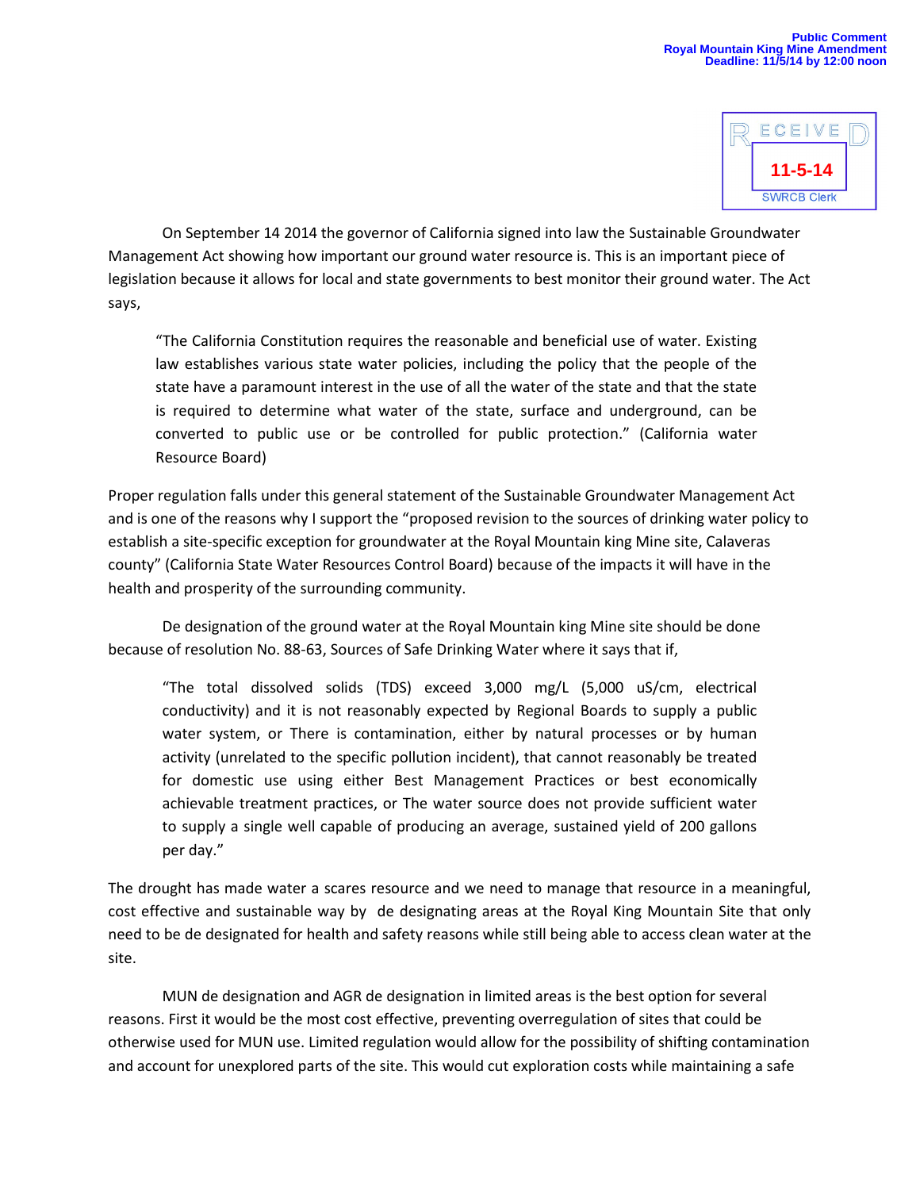**Public Comment**
**Royal Mountain King Mine Amendment**
**Deadline: 11/5/14 by 12:00 noon**

RECEIVED
11-5-14
SWRCB Clerk

On September 14 2014 the governor of California signed into law the Sustainable Groundwater Management Act showing how important our ground water resource is. This is an important piece of legislation because it allows for local and state governments to best monitor their ground water. The Act says,

> "The California Constitution requires the reasonable and beneficial use of water. Existing law establishes various state water policies, including the policy that the people of the state have a paramount interest in the use of all the water of the state and that the state is required to determine what water of the state, surface and underground, can be converted to public use or be controlled for public protection." (California water Resource Board)

Proper regulation falls under this general statement of the Sustainable Groundwater Management Act and is one of the reasons why I support the "proposed revision to the sources of drinking water policy to establish a site-specific exception for groundwater at the Royal Mountain king Mine site, Calaveras county" (California State Water Resources Control Board) because of the impacts it will have in the health and prosperity of the surrounding community.

De designation of the ground water at the Royal Mountain king Mine site should be done because of resolution No. 88-63, Sources of Safe Drinking Water where it says that if,

> "The total dissolved solids (TDS) exceed 3,000 mg/L (5,000 uS/cm, electrical conductivity) and it is not reasonably expected by Regional Boards to supply a public water system, or There is contamination, either by natural processes or by human activity (unrelated to the specific pollution incident), that cannot reasonably be treated for domestic use using either Best Management Practices or best economically achievable treatment practices, or The water source does not provide sufficient water to supply a single well capable of producing an average, sustained yield of 200 gallons per day."

The drought has made water a scares resource and we need to manage that resource in a meaningful, cost effective and sustainable way by de designating areas at the Royal King Mountain Site that only need to be de designated for health and safety reasons while still being able to access clean water at the site.

MUN de designation and AGR de designation in limited areas is the best option for several reasons. First it would be the most cost effective, preventing overregulation of sites that could be otherwise used for MUN use. Limited regulation would allow for the possibility of shifting contamination and account for unexplored parts of the site. This would cut exploration costs while maintaining a safe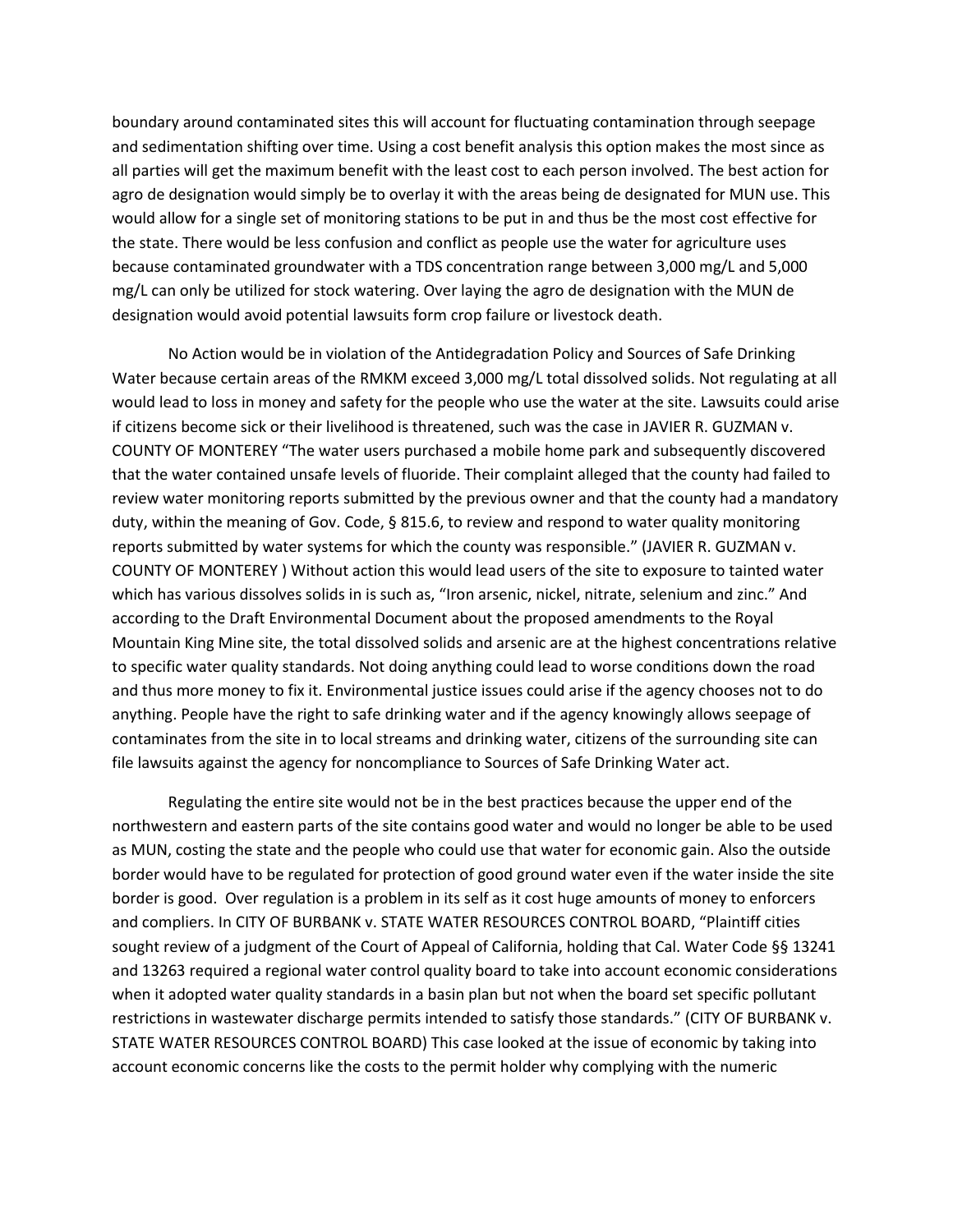boundary around contaminated sites this will account for fluctuating contamination through seepage and sedimentation shifting over time. Using a cost benefit analysis this option makes the most since as all parties will get the maximum benefit with the least cost to each person involved. The best action for agro de designation would simply be to overlay it with the areas being de designated for MUN use. This would allow for a single set of monitoring stations to be put in and thus be the most cost effective for the state. There would be less confusion and conflict as people use the water for agriculture uses because contaminated groundwater with a TDS concentration range between 3,000 mg/L and 5,000 mg/L can only be utilized for stock watering. Over laying the agro de designation with the MUN de designation would avoid potential lawsuits form crop failure or livestock death.

No Action would be in violation of the Antidegradation Policy and Sources of Safe Drinking Water because certain areas of the RMKM exceed 3,000 mg/L total dissolved solids. Not regulating at all would lead to loss in money and safety for the people who use the water at the site. Lawsuits could arise if citizens become sick or their livelihood is threatened, such was the case in JAVIER R. GUZMAN v. COUNTY OF MONTEREY "The water users purchased a mobile home park and subsequently discovered that the water contained unsafe levels of fluoride. Their complaint alleged that the county had failed to review water monitoring reports submitted by the previous owner and that the county had a mandatory duty, within the meaning of Gov. Code, § 815.6, to review and respond to water quality monitoring reports submitted by water systems for which the county was responsible." (JAVIER R. GUZMAN v. COUNTY OF MONTEREY ) Without action this would lead users of the site to exposure to tainted water which has various dissolves solids in is such as, "Iron arsenic, nickel, nitrate, selenium and zinc." And according to the Draft Environmental Document about the proposed amendments to the Royal Mountain King Mine site, the total dissolved solids and arsenic are at the highest concentrations relative to specific water quality standards. Not doing anything could lead to worse conditions down the road and thus more money to fix it. Environmental justice issues could arise if the agency chooses not to do anything. People have the right to safe drinking water and if the agency knowingly allows seepage of contaminates from the site in to local streams and drinking water, citizens of the surrounding site can file lawsuits against the agency for noncompliance to Sources of Safe Drinking Water act.

Regulating the entire site would not be in the best practices because the upper end of the northwestern and eastern parts of the site contains good water and would no longer be able to be used as MUN, costing the state and the people who could use that water for economic gain. Also the outside border would have to be regulated for protection of good ground water even if the water inside the site border is good. Over regulation is a problem in its self as it cost huge amounts of money to enforcers and compliers. In CITY OF BURBANK v. STATE WATER RESOURCES CONTROL BOARD, "Plaintiff cities sought review of a judgment of the Court of Appeal of California, holding that Cal. Water Code §§ 13241 and 13263 required a regional water control quality board to take into account economic considerations when it adopted water quality standards in a basin plan but not when the board set specific pollutant restrictions in wastewater discharge permits intended to satisfy those standards." (CITY OF BURBANK v. STATE WATER RESOURCES CONTROL BOARD) This case looked at the issue of economic by taking into account economic concerns like the costs to the permit holder why complying with the numeric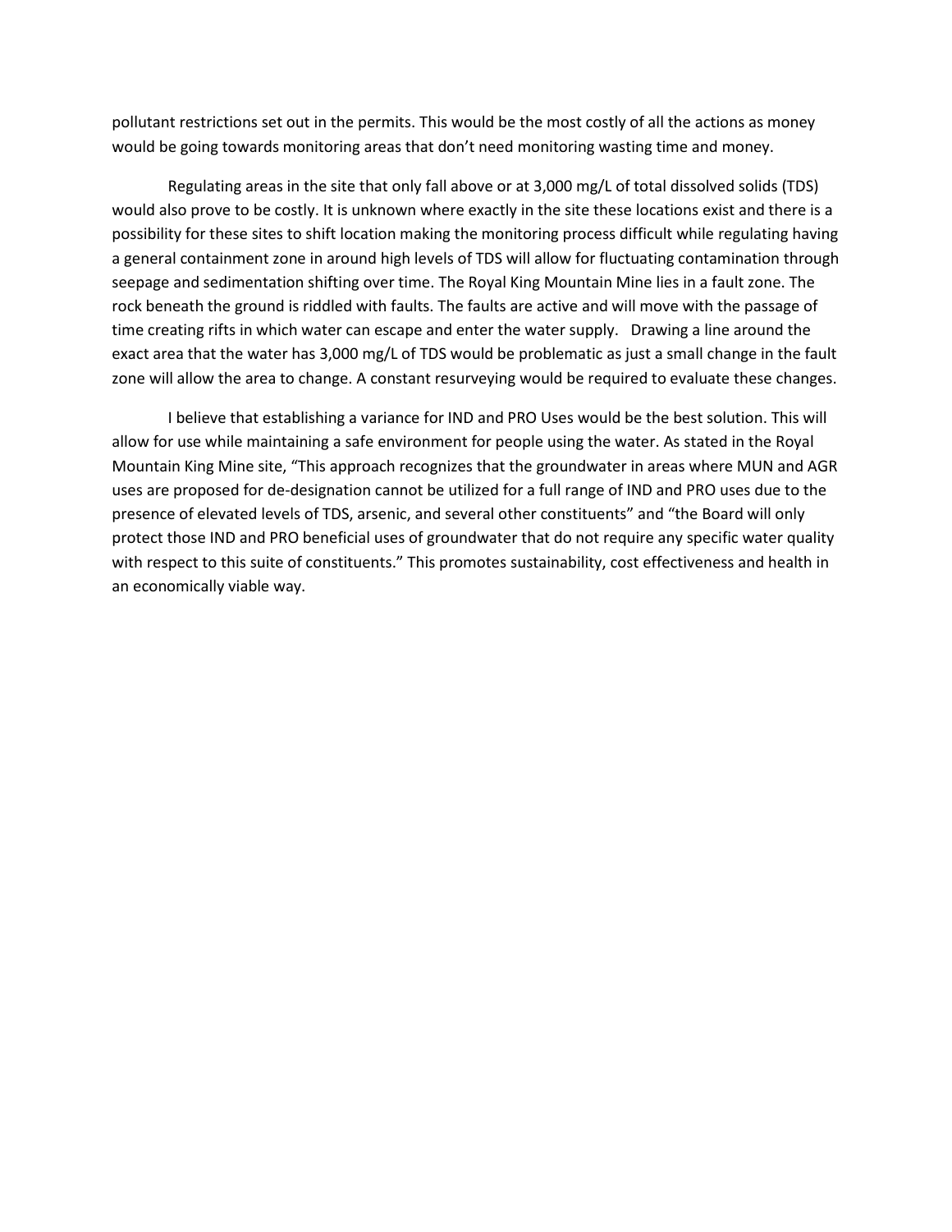pollutant restrictions set out in the permits. This would be the most costly of all the actions as money would be going towards monitoring areas that don't need monitoring wasting time and money.

Regulating areas in the site that only fall above or at 3,000 mg/L of total dissolved solids (TDS) would also prove to be costly. It is unknown where exactly in the site these locations exist and there is a possibility for these sites to shift location making the monitoring process difficult while regulating having a general containment zone in around high levels of TDS will allow for fluctuating contamination through seepage and sedimentation shifting over time. The Royal King Mountain Mine lies in a fault zone. The rock beneath the ground is riddled with faults. The faults are active and will move with the passage of time creating rifts in which water can escape and enter the water supply. Drawing a line around the exact area that the water has 3,000 mg/L of TDS would be problematic as just a small change in the fault zone will allow the area to change. A constant resurveying would be required to evaluate these changes.

I believe that establishing a variance for IND and PRO Uses would be the best solution. This will allow for use while maintaining a safe environment for people using the water. As stated in the Royal Mountain King Mine site, "This approach recognizes that the groundwater in areas where MUN and AGR uses are proposed for de-designation cannot be utilized for a full range of IND and PRO uses due to the presence of elevated levels of TDS, arsenic, and several other constituents" and "the Board will only protect those IND and PRO beneficial uses of groundwater that do not require any specific water quality with respect to this suite of constituents." This promotes sustainability, cost effectiveness and health in an economically viable way.